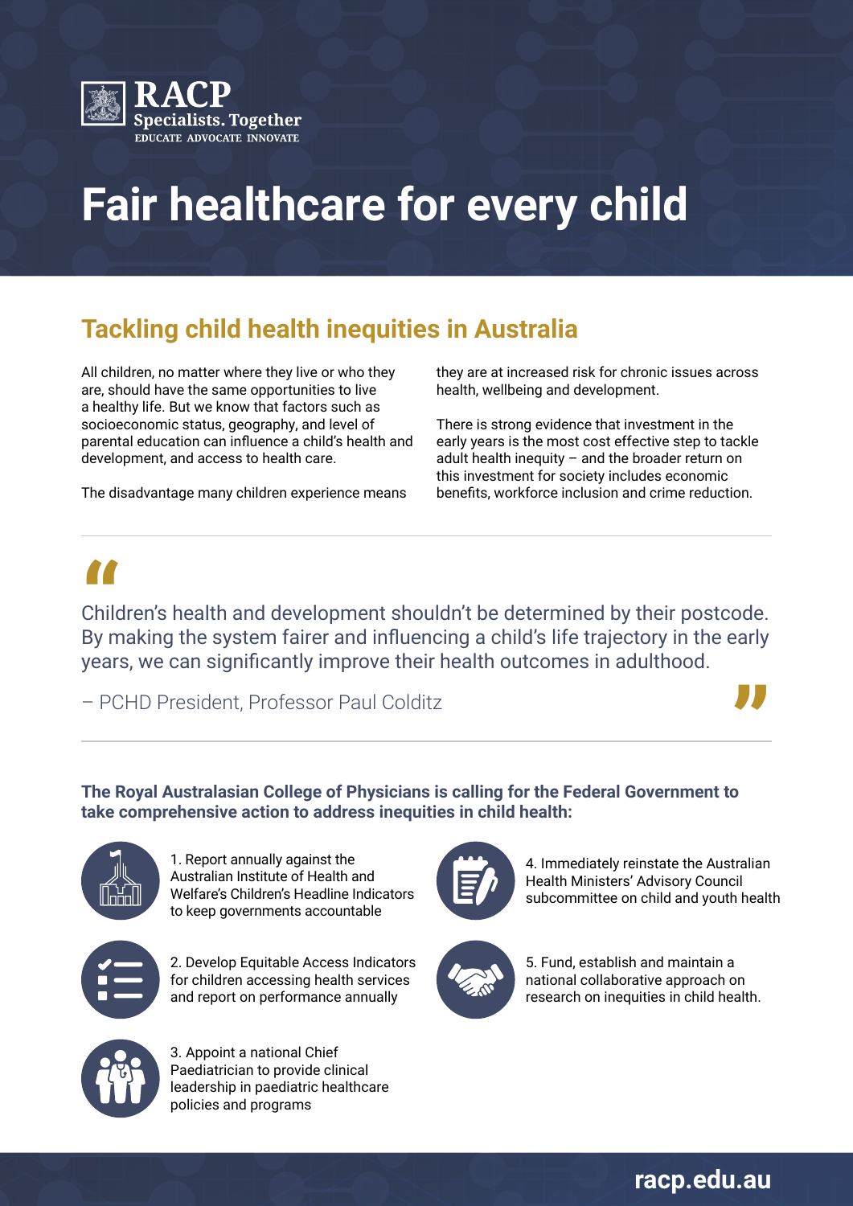RACP
Specialists. Together
EDUCATE ADVOCATE INNOVATE

# Fair healthcare for every child

## Tackling child health inequities in Australia

All children, no matter where they live or who they are, should have the same opportunities to live a healthy life. But we know that factors such as socioeconomic status, geography, and level of parental education can influence a child's health and development, and access to health care.

The disadvantage many children experience means they are at increased risk for chronic issues across health, wellbeing and development.

There is strong evidence that investment in the early years is the most cost effective step to tackle adult health inequity – and the broader return on this investment for society includes economic benefits, workforce inclusion and crime reduction.

> "Children's health and development shouldn't be determined by their postcode. By making the system fairer and influencing a child's life trajectory in the early years, we can significantly improve their health outcomes in adulthood.
>
> – PCHD President, Professor Paul Colditz"

**The Royal Australasian College of Physicians is calling for the Federal Government to take comprehensive action to address inequities in child health:**

1. Report annually against the Australian Institute of Health and Welfare's Children's Headline Indicators to keep governments accountable
2. Develop Equitable Access Indicators for children accessing health services and report on performance annually
3. Appoint a national Chief Paediatrician to provide clinical leadership in paediatric healthcare policies and programs
4. Immediately reinstate the Australian Health Ministers' Advisory Council subcommittee on child and youth health
5. Fund, establish and maintain a national collaborative approach on research on inequities in child health.

racp.edu.au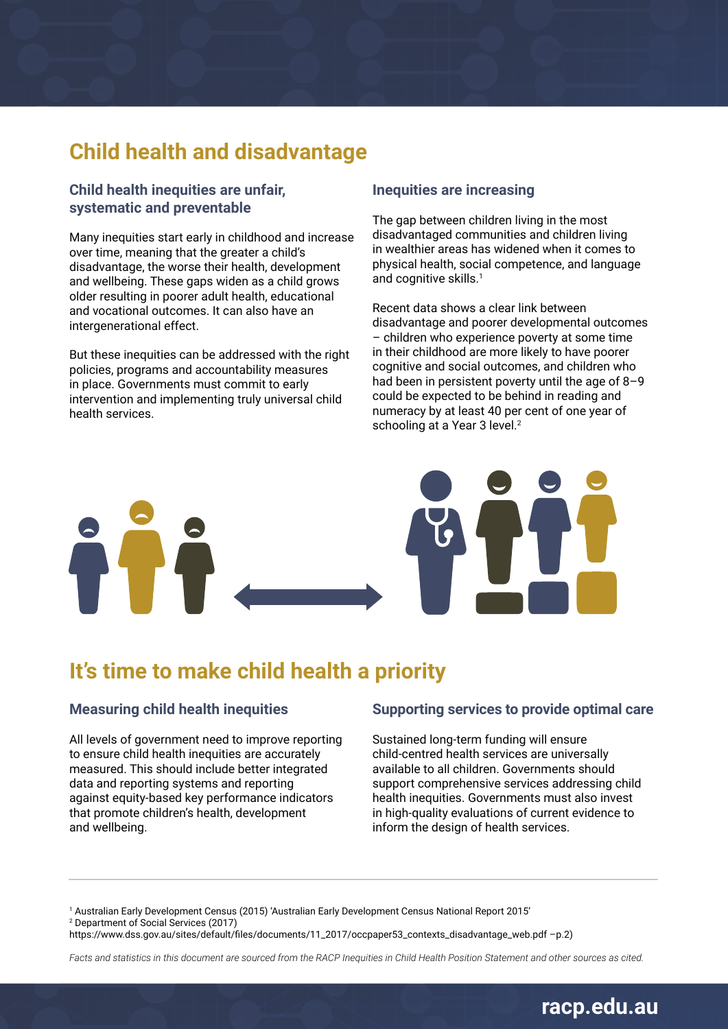## Child health and disadvantage

### Child health inequities are unfair, systematic and preventable

Many inequities start early in childhood and increase over time, meaning that the greater a child's disadvantage, the worse their health, development and wellbeing. These gaps widen as a child grows older resulting in poorer adult health, educational and vocational outcomes. It can also have an intergenerational effect.

But these inequities can be addressed with the right policies, programs and accountability measures in place. Governments must commit to early intervention and implementing truly universal child health services.

### Inequities are increasing

The gap between children living in the most disadvantaged communities and children living in wealthier areas has widened when it comes to physical health, social competence, and language and cognitive skills.[1]

Recent data shows a clear link between disadvantage and poorer developmental outcomes – children who experience poverty at some time in their childhood are more likely to have poorer cognitive and social outcomes, and children who had been in persistent poverty until the age of 8–9 could be expected to be behind in reading and numeracy by at least 40 per cent of one year of schooling at a Year 3 level.[2]

## It's time to make child health a priority

### Measuring child health inequities

All levels of government need to improve reporting to ensure child health inequities are accurately measured. This should include better integrated data and reporting systems and reporting against equity-based key performance indicators that promote children's health, development and wellbeing.

### Supporting services to provide optimal care

Sustained long-term funding will ensure child-centred health services are universally available to all children. Governments should support comprehensive services addressing child health inequities. Governments must also invest in high-quality evaluations of current evidence to inform the design of health services.

---

[1] Australian Early Development Census (2015) 'Australian Early Development Census National Report 2015'
[2] Department of Social Services (2017)
https://www.dss.gov.au/sites/default/files/documents/11_2017/occpaper53_contexts_disadvantage_web.pdf –p.2)

*Facts and statistics in this document are sourced from the RACP Inequities in Child Health Position Statement and other sources as cited.*

racp.edu.au